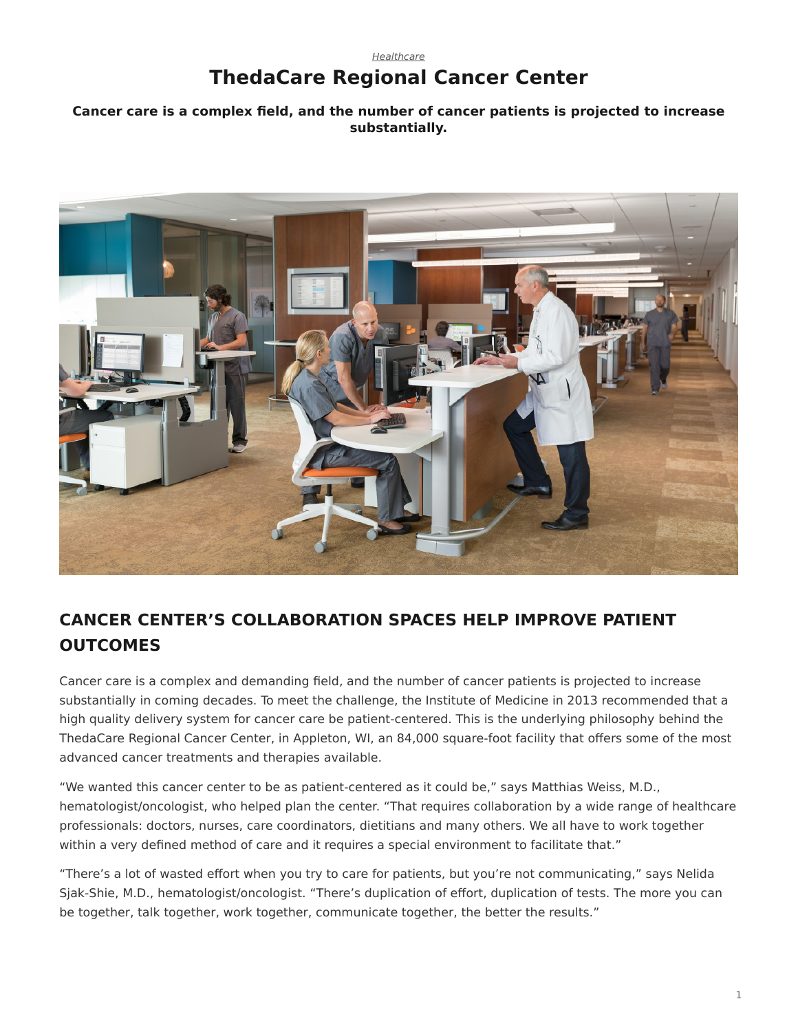*Healthcare*

# ThedaCare Regional Cancer Center

**Cancer care is a complex field, and the number of cancer patients is projected to increase substantially.**

## CANCER CENTER'S COLLABORATION SPACES HELP IMPROVE PATIENT OUTCOMES

Cancer care is a complex and demanding field, and the number of cancer patients is projected to increase substantially in coming decades. To meet the challenge, the Institute of Medicine in 2013 recommended that a high quality delivery system for cancer care be patient-centered. This is the underlying philosophy behind the ThedaCare Regional Cancer Center, in Appleton, WI, an 84,000 square-foot facility that offers some of the most advanced cancer treatments and therapies available.

"We wanted this cancer center to be as patient-centered as it could be," says Matthias Weiss, M.D., hematologist/oncologist, who helped plan the center. "That requires collaboration by a wide range of healthcare professionals: doctors, nurses, care coordinators, dietitians and many others. We all have to work together within a very defined method of care and it requires a special environment to facilitate that."

"There's a lot of wasted effort when you try to care for patients, but you're not communicating," says Nelida Sjak-Shie, M.D., hematologist/oncologist. "There's duplication of effort, duplication of tests. The more you can be together, talk together, work together, communicate together, the better the results."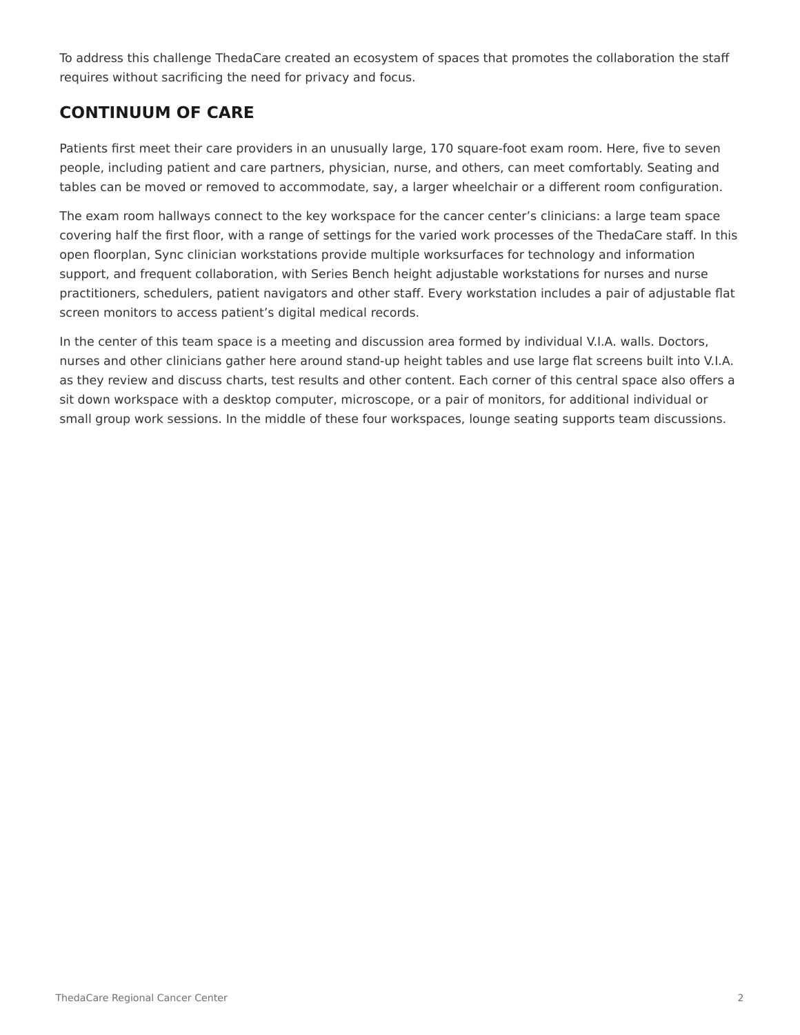To address this challenge ThedaCare created an ecosystem of spaces that promotes the collaboration the staff requires without sacrificing the need for privacy and focus.

## CONTINUUM OF CARE

Patients first meet their care providers in an unusually large, 170 square-foot exam room. Here, five to seven people, including patient and care partners, physician, nurse, and others, can meet comfortably. Seating and tables can be moved or removed to accommodate, say, a larger wheelchair or a different room configuration.

The exam room hallways connect to the key workspace for the cancer center's clinicians: a large team space covering half the first floor, with a range of settings for the varied work processes of the ThedaCare staff. In this open floorplan, Sync clinician workstations provide multiple worksurfaces for technology and information support, and frequent collaboration, with Series Bench height adjustable workstations for nurses and nurse practitioners, schedulers, patient navigators and other staff. Every workstation includes a pair of adjustable flat screen monitors to access patient's digital medical records.

In the center of this team space is a meeting and discussion area formed by individual V.I.A. walls. Doctors, nurses and other clinicians gather here around stand-up height tables and use large flat screens built into V.I.A. as they review and discuss charts, test results and other content. Each corner of this central space also offers a sit down workspace with a desktop computer, microscope, or a pair of monitors, for additional individual or small group work sessions. In the middle of these four workspaces, lounge seating supports team discussions.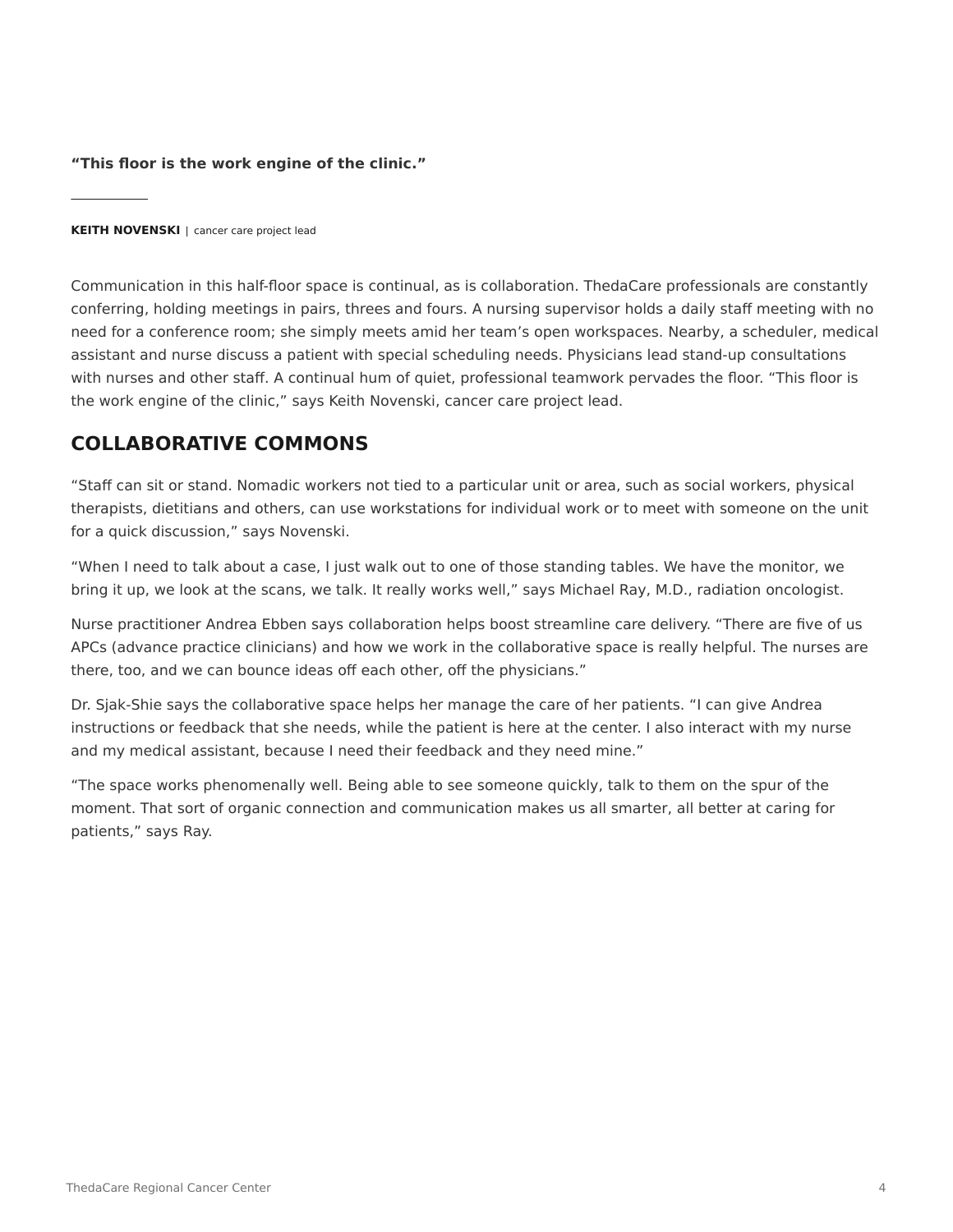**“This floor is the work engine of the clinic.”**

---

**KEITH NOVENSKI** | cancer care project lead

Communication in this half-floor space is continual, as is collaboration. ThedaCare professionals are constantly conferring, holding meetings in pairs, threes and fours. A nursing supervisor holds a daily staff meeting with no need for a conference room; she simply meets amid her team’s open workspaces. Nearby, a scheduler, medical assistant and nurse discuss a patient with special scheduling needs. Physicians lead stand-up consultations with nurses and other staff. A continual hum of quiet, professional teamwork pervades the floor. “This floor is the work engine of the clinic,” says Keith Novenski, cancer care project lead.

## COLLABORATIVE COMMONS

“Staff can sit or stand. Nomadic workers not tied to a particular unit or area, such as social workers, physical therapists, dietitians and others, can use workstations for individual work or to meet with someone on the unit for a quick discussion,” says Novenski.

“When I need to talk about a case, I just walk out to one of those standing tables. We have the monitor, we bring it up, we look at the scans, we talk. It really works well,” says Michael Ray, M.D., radiation oncologist.

Nurse practitioner Andrea Ebben says collaboration helps boost streamline care delivery. “There are five of us APCs (advance practice clinicians) and how we work in the collaborative space is really helpful. The nurses are there, too, and we can bounce ideas off each other, off the physicians.”

Dr. Sjak-Shie says the collaborative space helps her manage the care of her patients. “I can give Andrea instructions or feedback that she needs, while the patient is here at the center. I also interact with my nurse and my medical assistant, because I need their feedback and they need mine.”

“The space works phenomenally well. Being able to see someone quickly, talk to them on the spur of the moment. That sort of organic connection and communication makes us all smarter, all better at caring for patients,” says Ray.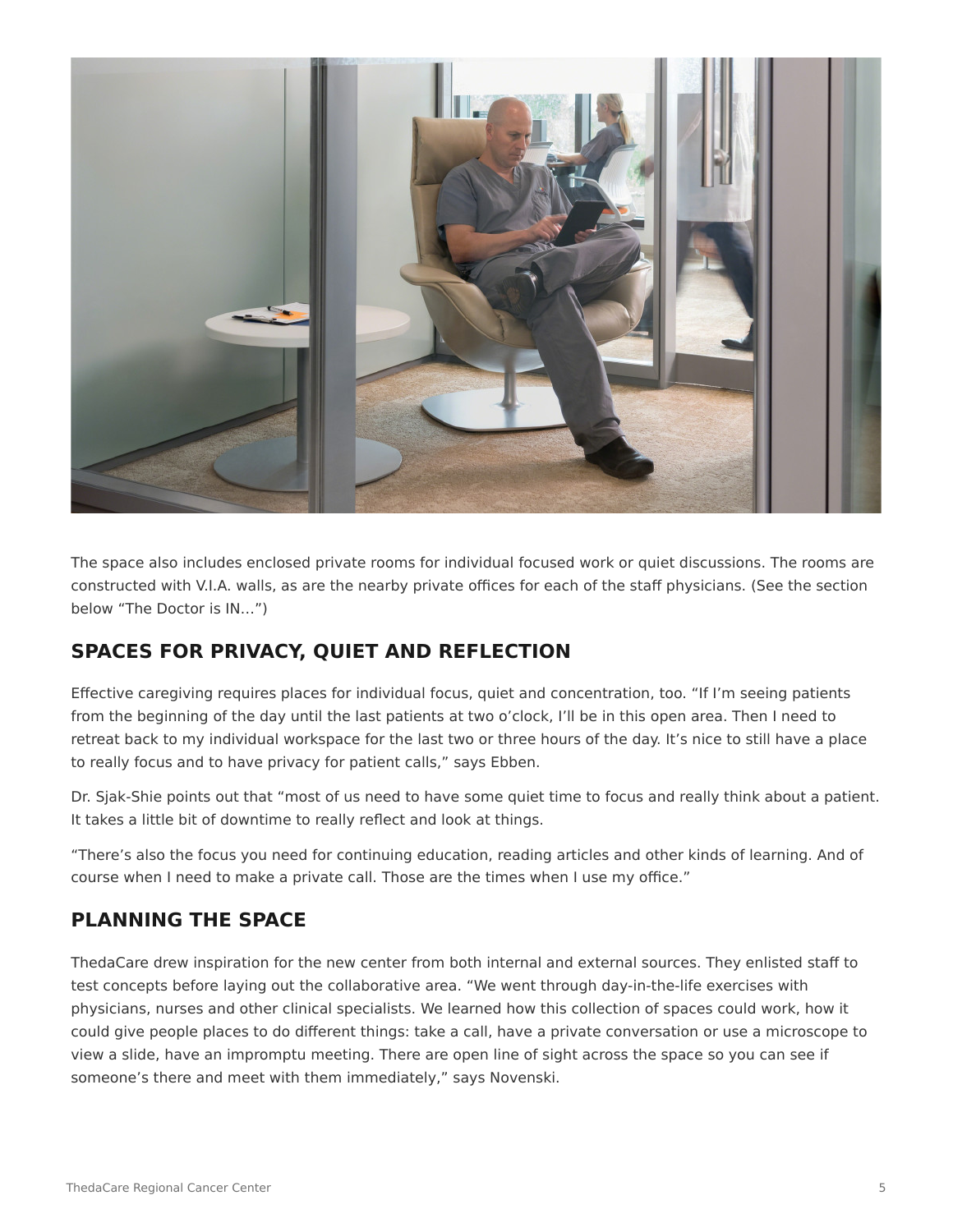The space also includes enclosed private rooms for individual focused work or quiet discussions. The rooms are constructed with V.I.A. walls, as are the nearby private offices for each of the staff physicians. (See the section below "The Doctor is IN…")

## SPACES FOR PRIVACY, QUIET AND REFLECTION

Effective caregiving requires places for individual focus, quiet and concentration, too. "If I'm seeing patients from the beginning of the day until the last patients at two o'clock, I'll be in this open area. Then I need to retreat back to my individual workspace for the last two or three hours of the day. It's nice to still have a place to really focus and to have privacy for patient calls," says Ebben.

Dr. Sjak-Shie points out that "most of us need to have some quiet time to focus and really think about a patient. It takes a little bit of downtime to really reflect and look at things.

"There's also the focus you need for continuing education, reading articles and other kinds of learning. And of course when I need to make a private call. Those are the times when I use my office."

## PLANNING THE SPACE

ThedaCare drew inspiration for the new center from both internal and external sources. They enlisted staff to test concepts before laying out the collaborative area. "We went through day-in-the-life exercises with physicians, nurses and other clinical specialists. We learned how this collection of spaces could work, how it could give people places to do different things: take a call, have a private conversation or use a microscope to view a slide, have an impromptu meeting. There are open line of sight across the space so you can see if someone's there and meet with them immediately," says Novenski.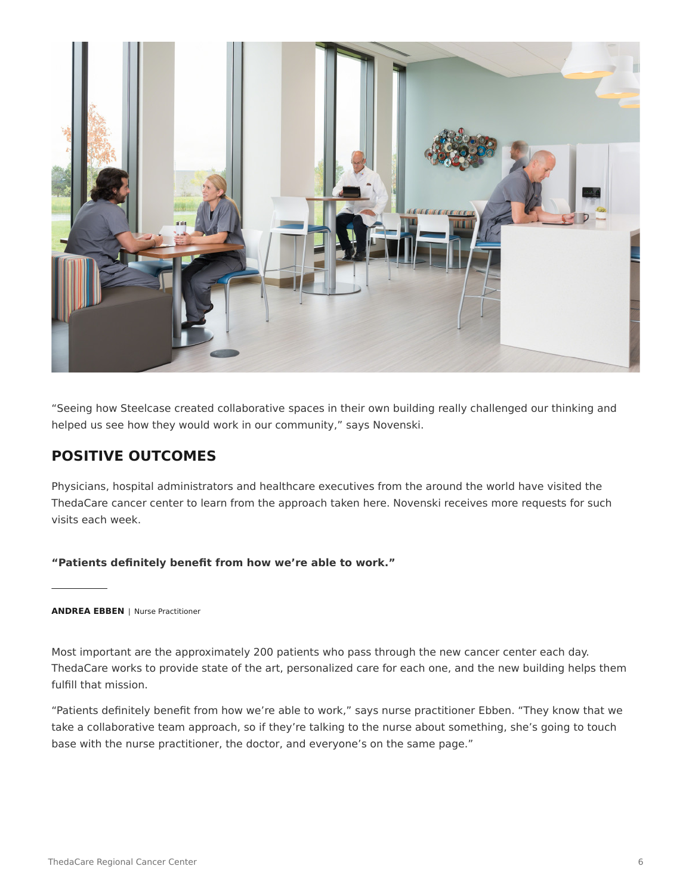"Seeing how Steelcase created collaborative spaces in their own building really challenged our thinking and helped us see how they would work in our community," says Novenski.

## POSITIVE OUTCOMES

Physicians, hospital administrators and healthcare executives from the around the world have visited the ThedaCare cancer center to learn from the approach taken here. Novenski receives more requests for such visits each week.

**"Patients definitely benefit from how we're able to work."**

**ANDREA EBBEN** | Nurse Practitioner

Most important are the approximately 200 patients who pass through the new cancer center each day. ThedaCare works to provide state of the art, personalized care for each one, and the new building helps them fulfill that mission.

"Patients definitely benefit from how we're able to work," says nurse practitioner Ebben. "They know that we take a collaborative team approach, so if they're talking to the nurse about something, she's going to touch base with the nurse practitioner, the doctor, and everyone's on the same page."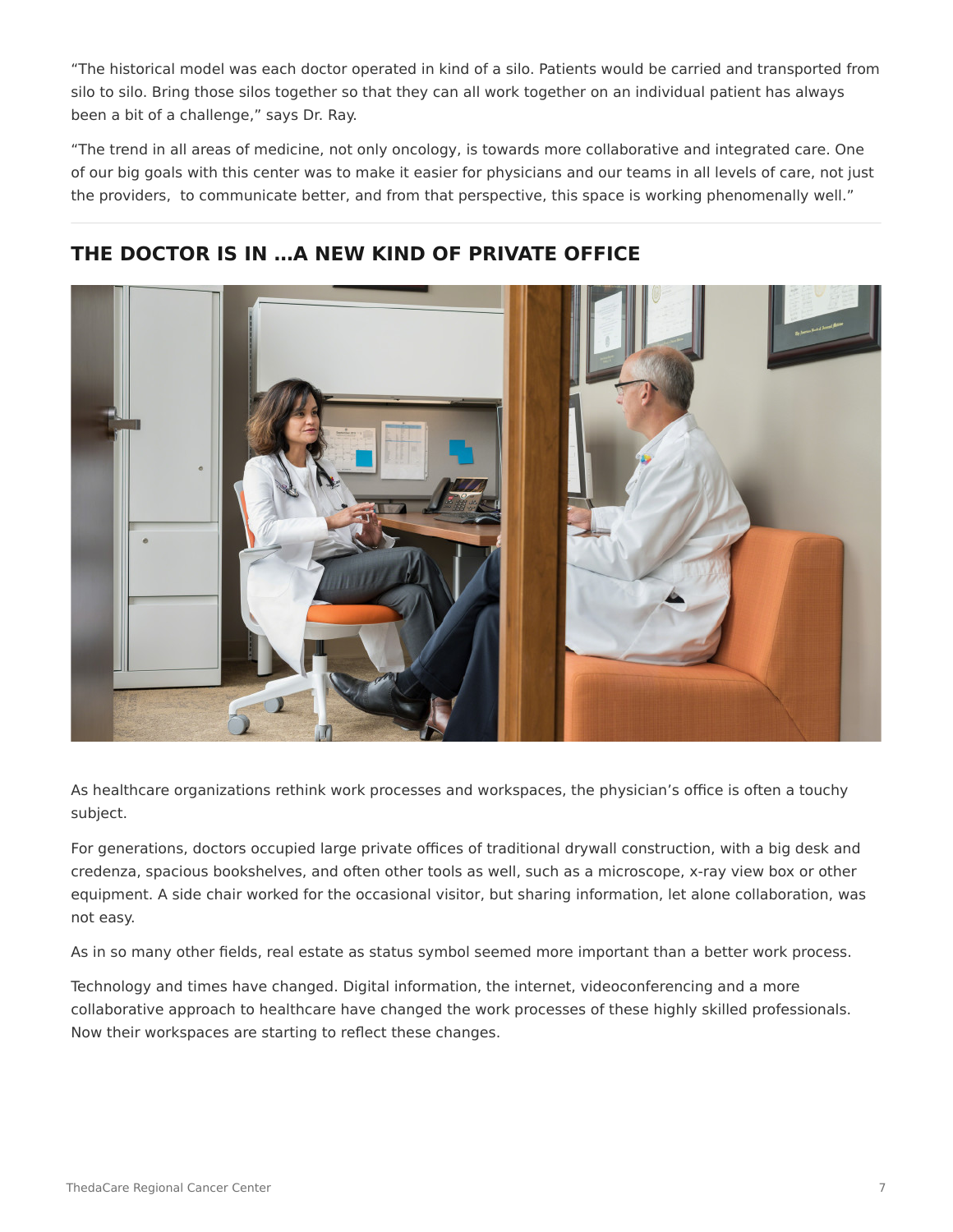"The historical model was each doctor operated in kind of a silo. Patients would be carried and transported from silo to silo. Bring those silos together so that they can all work together on an individual patient has always been a bit of a challenge," says Dr. Ray.

"The trend in all areas of medicine, not only oncology, is towards more collaborative and integrated care. One of our big goals with this center was to make it easier for physicians and our teams in all levels of care, not just the providers,  to communicate better, and from that perspective, this space is working phenomenally well."

## THE DOCTOR IS IN …A NEW KIND OF PRIVATE OFFICE

As healthcare organizations rethink work processes and workspaces, the physician's office is often a touchy subject.

For generations, doctors occupied large private offices of traditional drywall construction, with a big desk and credenza, spacious bookshelves, and often other tools as well, such as a microscope, x-ray view box or other equipment. A side chair worked for the occasional visitor, but sharing information, let alone collaboration, was not easy.

As in so many other fields, real estate as status symbol seemed more important than a better work process.

Technology and times have changed. Digital information, the internet, videoconferencing and a more collaborative approach to healthcare have changed the work processes of these highly skilled professionals. Now their workspaces are starting to reflect these changes.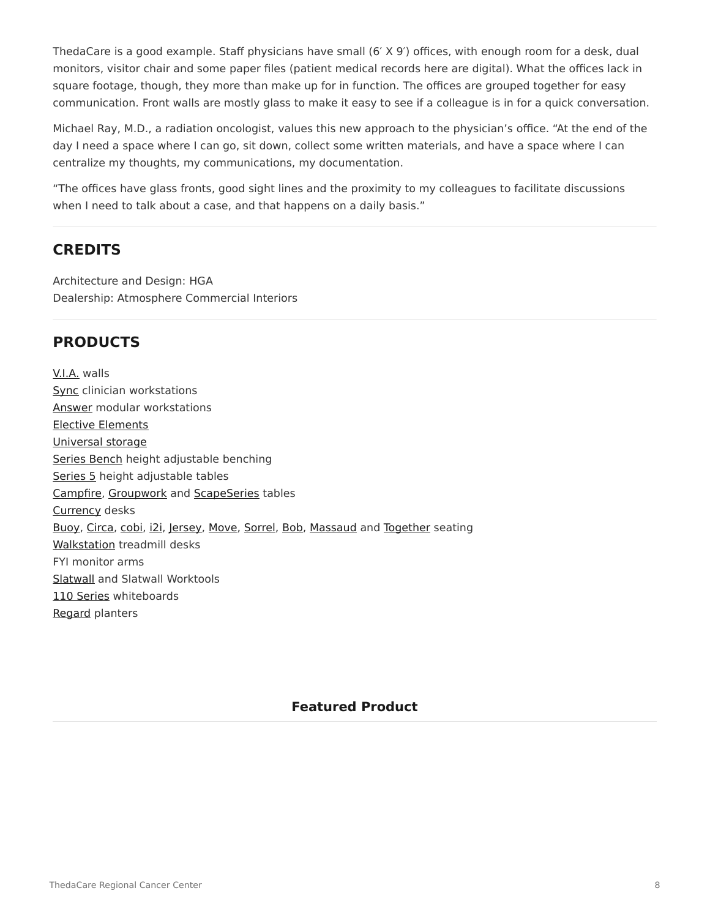ThedaCare is a good example. Staff physicians have small (6′ X 9′) offices, with enough room for a desk, dual monitors, visitor chair and some paper files (patient medical records here are digital). What the offices lack in square footage, though, they more than make up for in function. The offices are grouped together for easy communication. Front walls are mostly glass to make it easy to see if a colleague is in for a quick conversation.

Michael Ray, M.D., a radiation oncologist, values this new approach to the physician's office. "At the end of the day I need a space where I can go, sit down, collect some written materials, and have a space where I can centralize my thoughts, my communications, my documentation.

"The offices have glass fronts, good sight lines and the proximity to my colleagues to facilitate discussions when I need to talk about a case, and that happens on a daily basis."

## CREDITS

Architecture and Design: HGA
Dealership: Atmosphere Commercial Interiors

## PRODUCTS

V.I.A. walls
Sync clinician workstations
Answer modular workstations
Elective Elements
Universal storage
Series Bench height adjustable benching
Series 5 height adjustable tables
Campfire, Groupwork and ScapeSeries tables
Currency desks
Buoy, Circa, cobi, i2i, Jersey, Move, Sorrel, Bob, Massaud and Together seating
Walkstation treadmill desks
FYI monitor arms
Slatwall and Slatwall Worktools
110 Series whiteboards
Regard planters

**Featured Product**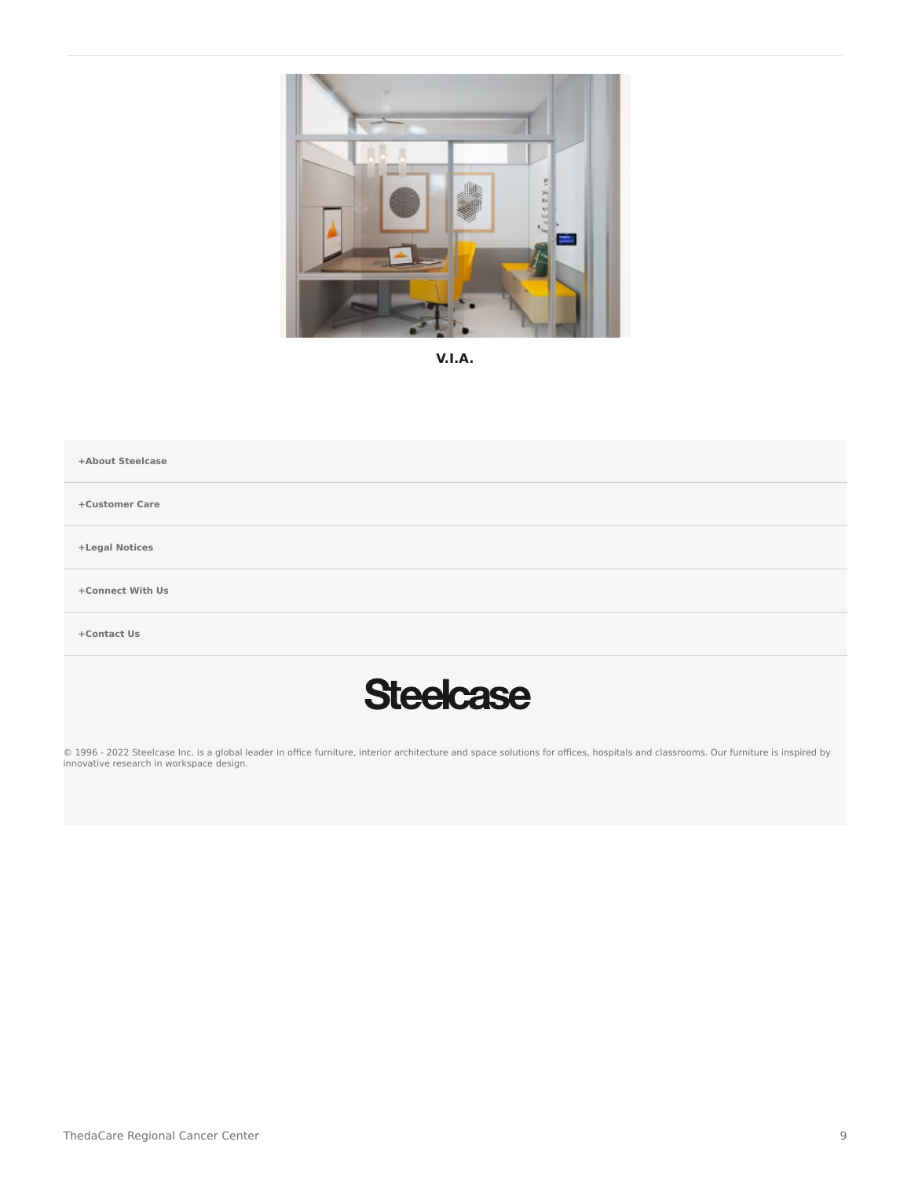**V.I.A.**

**+About Steelcase**

**+Customer Care**

**+Legal Notices**

**+Connect With Us**

**+Contact Us**

Steelcase

© 1996 - 2022 Steelcase Inc. is a global leader in office furniture, interior architecture and space solutions for offices, hospitals and classrooms. Our furniture is inspired by innovative research in workspace design.